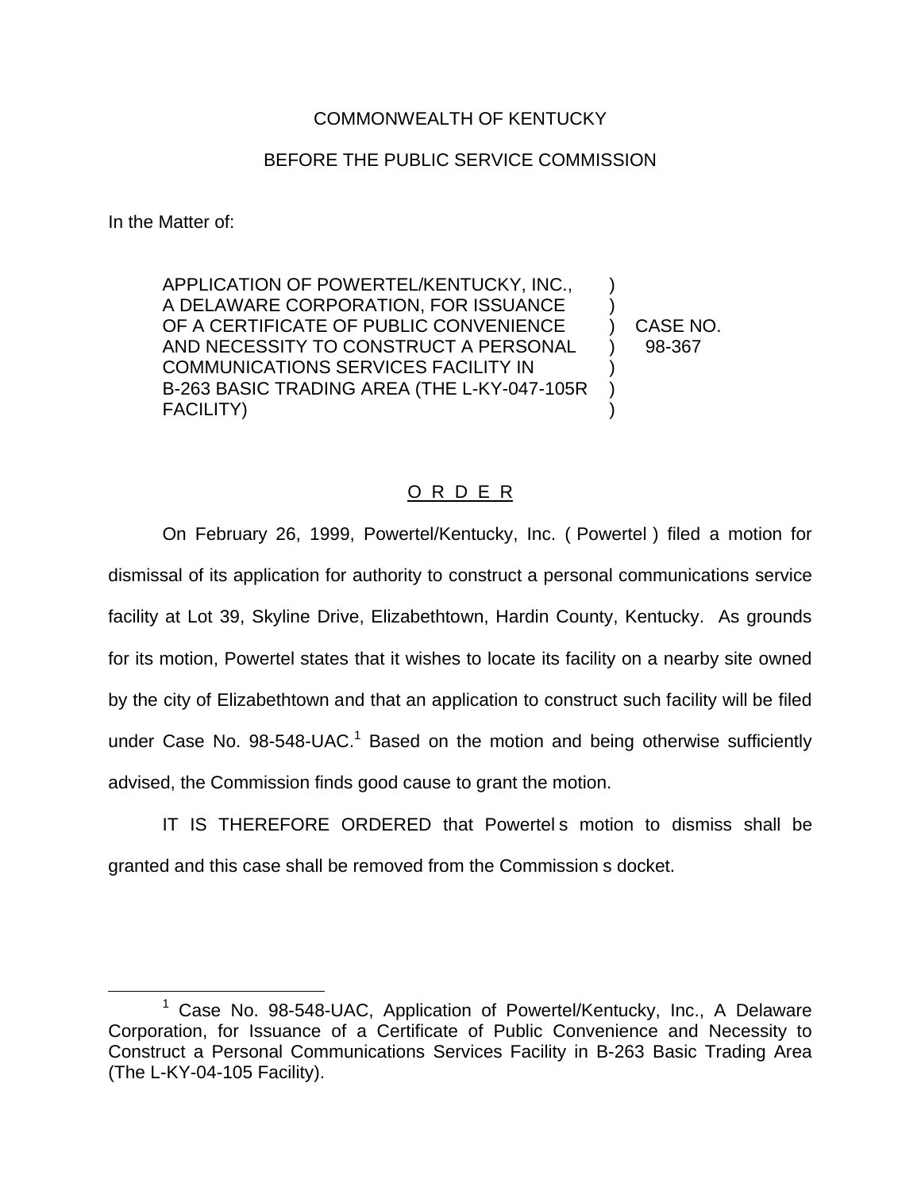COMMONWEALTH OF KENTUCKY

BEFORE THE PUBLIC SERVICE COMMISSION

In the Matter of:

| | | |
|---|---|---|
| APPLICATION OF POWERTEL/KENTUCKY, INC., A DELAWARE CORPORATION, FOR ISSUANCE OF A CERTIFICATE OF PUBLIC CONVENIENCE AND NECESSITY TO CONSTRUCT A PERSONAL COMMUNICATIONS SERVICES FACILITY IN B-263 BASIC TRADING AREA (THE L-KY-047-105R FACILITY) | ) | CASE NO. 98-367 |

O R D E R

On February 26, 1999, Powertel/Kentucky, Inc. ( Powertel ) filed a motion for dismissal of its application for authority to construct a personal communications service facility at Lot 39, Skyline Drive, Elizabethtown, Hardin County, Kentucky. As grounds for its motion, Powertel states that it wishes to locate its facility on a nearby site owned by the city of Elizabethtown and that an application to construct such facility will be filed under Case No. 98-548-UAC.[1] Based on the motion and being otherwise sufficiently advised, the Commission finds good cause to grant the motion.

IT IS THEREFORE ORDERED that Powertel s motion to dismiss shall be granted and this case shall be removed from the Commission s docket.

[1] Case No. 98-548-UAC, Application of Powertel/Kentucky, Inc., A Delaware Corporation, for Issuance of a Certificate of Public Convenience and Necessity to Construct a Personal Communications Services Facility in B-263 Basic Trading Area (The L-KY-04-105 Facility).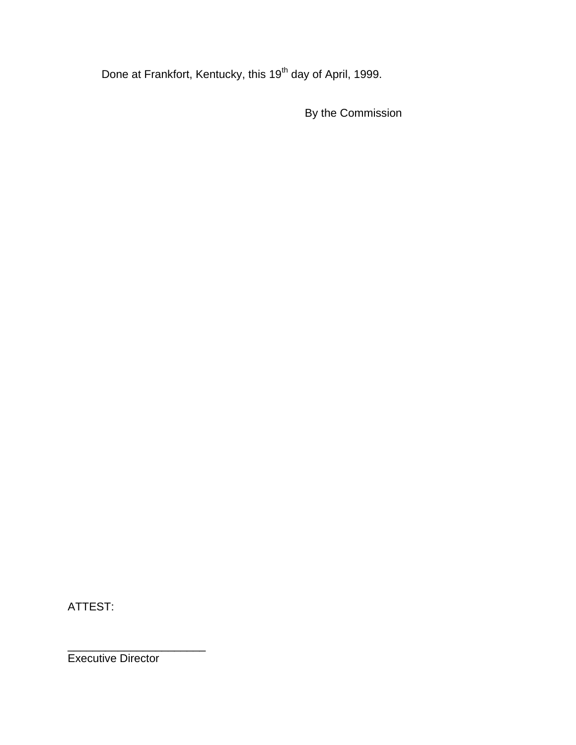Done at Frankfort, Kentucky, this 19th day of April, 1999.

By the Commission

ATTEST:

______________________

Executive Director